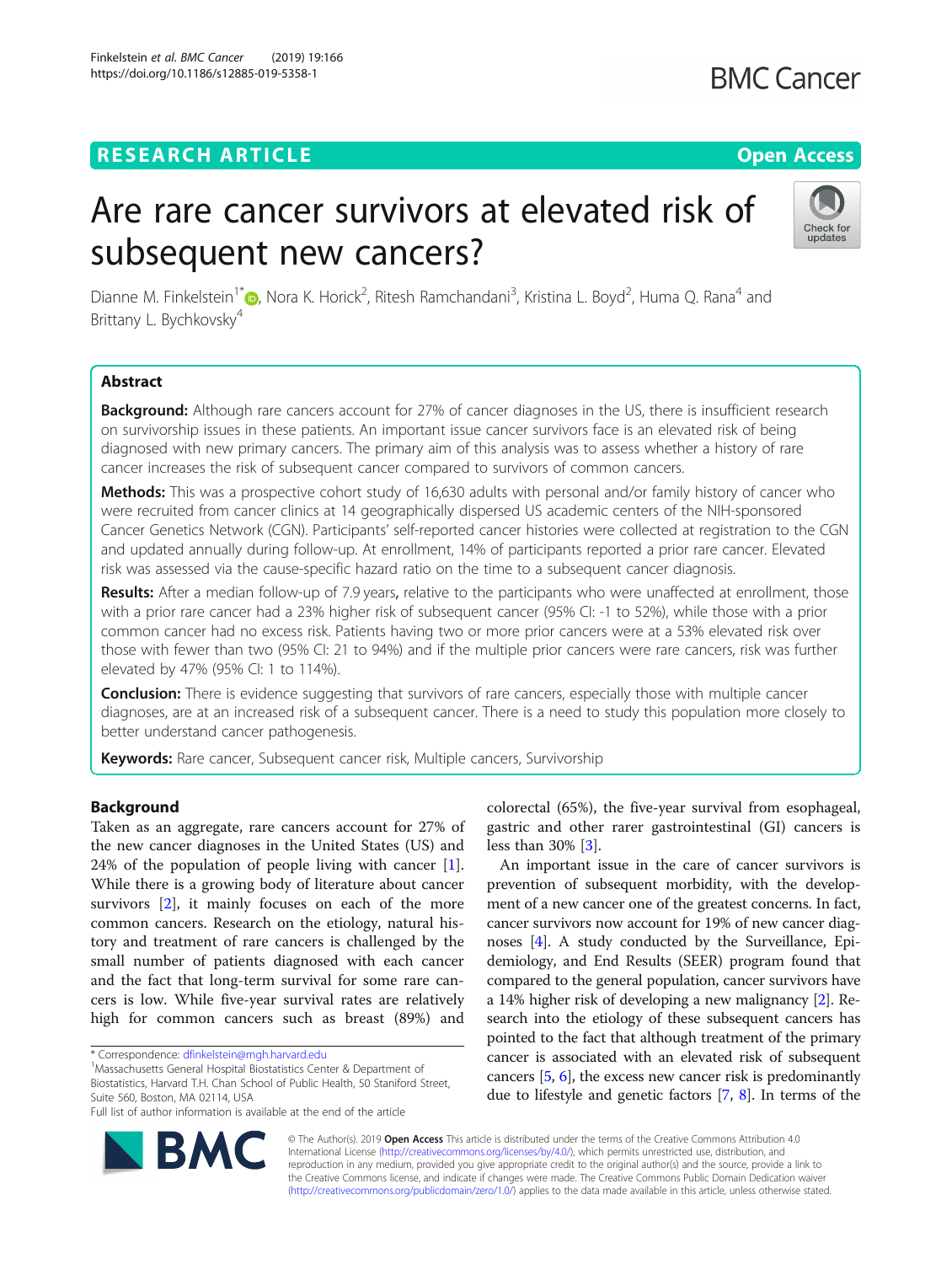RESEARCH ARTICLE

Open Access

# Are rare cancer survivors at elevated risk of subsequent new cancers?

Dianne M. Finkelstein[1*], Nora K. Horick[2], Ritesh Ramchandani[3], Kristina L. Boyd[2], Huma Q. Rana[4] and Brittany L. Bychkovsky[4]

## Abstract

**Background:** Although rare cancers account for 27% of cancer diagnoses in the US, there is insufficient research on survivorship issues in these patients. An important issue cancer survivors face is an elevated risk of being diagnosed with new primary cancers. The primary aim of this analysis was to assess whether a history of rare cancer increases the risk of subsequent cancer compared to survivors of common cancers.

**Methods:** This was a prospective cohort study of 16,630 adults with personal and/or family history of cancer who were recruited from cancer clinics at 14 geographically dispersed US academic centers of the NIH-sponsored Cancer Genetics Network (CGN). Participants' self-reported cancer histories were collected at registration to the CGN and updated annually during follow-up. At enrollment, 14% of participants reported a prior rare cancer. Elevated risk was assessed via the cause-specific hazard ratio on the time to a subsequent cancer diagnosis.

**Results:** After a median follow-up of 7.9 years, relative to the participants who were unaffected at enrollment, those with a prior rare cancer had a 23% higher risk of subsequent cancer (95% CI: -1 to 52%), while those with a prior common cancer had no excess risk. Patients having two or more prior cancers were at a 53% elevated risk over those with fewer than two (95% CI: 21 to 94%) and if the multiple prior cancers were rare cancers, risk was further elevated by 47% (95% CI: 1 to 114%).

**Conclusion:** There is evidence suggesting that survivors of rare cancers, especially those with multiple cancer diagnoses, are at an increased risk of a subsequent cancer. There is a need to study this population more closely to better understand cancer pathogenesis.

**Keywords:** Rare cancer, Subsequent cancer risk, Multiple cancers, Survivorship

## Background

Taken as an aggregate, rare cancers account for 27% of the new cancer diagnoses in the United States (US) and 24% of the population of people living with cancer [1]. While there is a growing body of literature about cancer survivors [2], it mainly focuses on each of the more common cancers. Research on the etiology, natural history and treatment of rare cancers is challenged by the small number of patients diagnosed with each cancer and the fact that long-term survival for some rare cancers is low. While five-year survival rates are relatively high for common cancers such as breast (89%) and colorectal (65%), the five-year survival from esophageal, gastric and other rarer gastrointestinal (GI) cancers is less than 30% [3].

An important issue in the care of cancer survivors is prevention of subsequent morbidity, with the development of a new cancer one of the greatest concerns. In fact, cancer survivors now account for 19% of new cancer diagnoses [4]. A study conducted by the Surveillance, Epidemiology, and End Results (SEER) program found that compared to the general population, cancer survivors have a 14% higher risk of developing a new malignancy [2]. Research into the etiology of these subsequent cancers has pointed to the fact that although treatment of the primary cancer is associated with an elevated risk of subsequent cancers [5, 6], the excess new cancer risk is predominantly due to lifestyle and genetic factors [7, 8]. In terms of the

\* Correspondence: dfinkelstein@mgh.harvard.edu
[1]Massachusetts General Hospital Biostatistics Center & Department of Biostatistics, Harvard T.H. Chan School of Public Health, 50 Staniford Street, Suite 560, Boston, MA 02114, USA
Full list of author information is available at the end of the article

© The Author(s). 2019 **Open Access** This article is distributed under the terms of the Creative Commons Attribution 4.0 International License (http://creativecommons.org/licenses/by/4.0/), which permits unrestricted use, distribution, and reproduction in any medium, provided you give appropriate credit to the original author(s) and the source, provide a link to the Creative Commons license, and indicate if changes were made. The Creative Commons Public Domain Dedication waiver (http://creativecommons.org/publicdomain/zero/1.0/) applies to the data made available in this article, unless otherwise stated.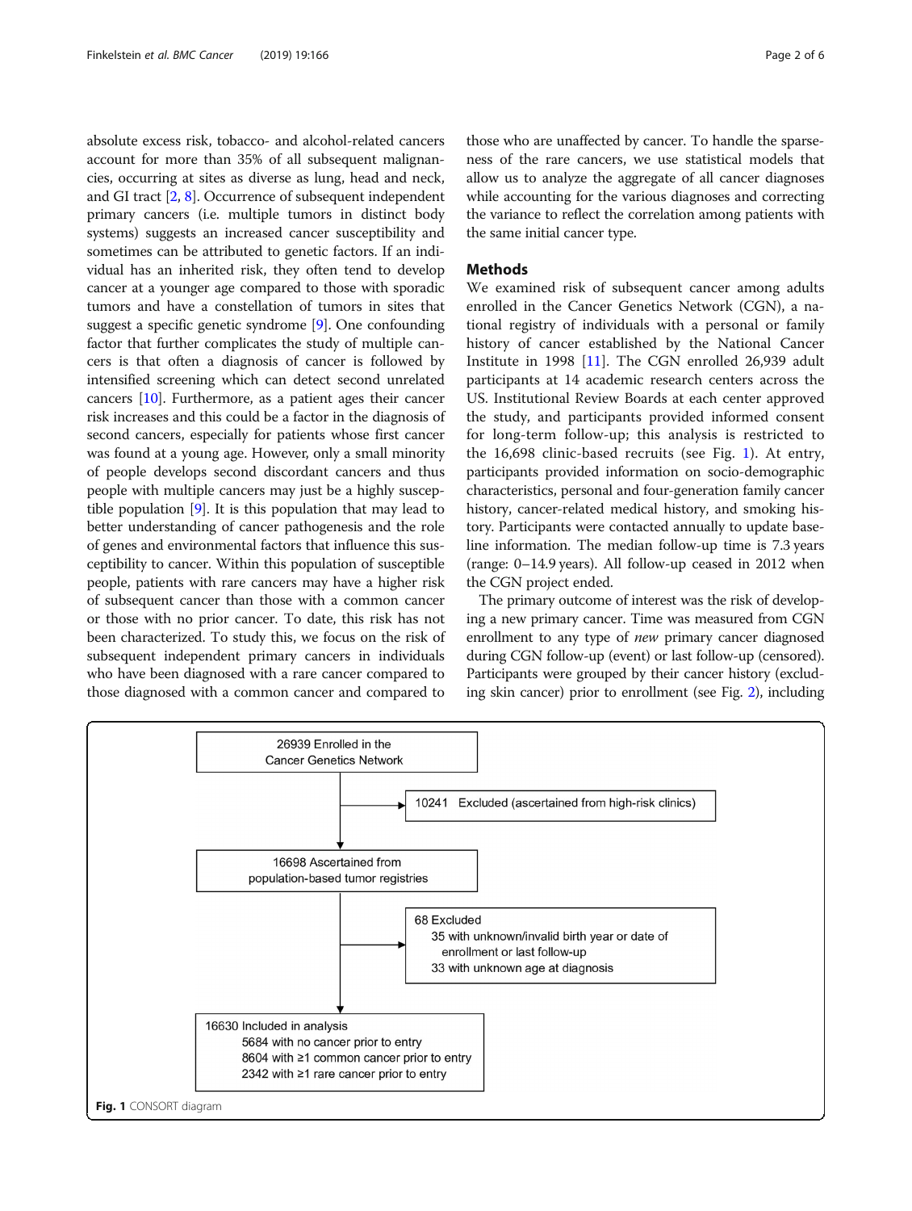absolute excess risk, tobacco- and alcohol-related cancers account for more than 35% of all subsequent malignancies, occurring at sites as diverse as lung, head and neck, and GI tract [2, 8]. Occurrence of subsequent independent primary cancers (i.e. multiple tumors in distinct body systems) suggests an increased cancer susceptibility and sometimes can be attributed to genetic factors. If an individual has an inherited risk, they often tend to develop cancer at a younger age compared to those with sporadic tumors and have a constellation of tumors in sites that suggest a specific genetic syndrome [9]. One confounding factor that further complicates the study of multiple cancers is that often a diagnosis of cancer is followed by intensified screening which can detect second unrelated cancers [10]. Furthermore, as a patient ages their cancer risk increases and this could be a factor in the diagnosis of second cancers, especially for patients whose first cancer was found at a young age. However, only a small minority of people develops second discordant cancers and thus people with multiple cancers may just be a highly susceptible population [9]. It is this population that may lead to better understanding of cancer pathogenesis and the role of genes and environmental factors that influence this susceptibility to cancer. Within this population of susceptible people, patients with rare cancers may have a higher risk of subsequent cancer than those with a common cancer or those with no prior cancer. To date, this risk has not been characterized. To study this, we focus on the risk of subsequent independent primary cancers in individuals who have been diagnosed with a rare cancer compared to those diagnosed with a common cancer and compared to those who are unaffected by cancer. To handle the sparseness of the rare cancers, we use statistical models that allow us to analyze the aggregate of all cancer diagnoses while accounting for the various diagnoses and correcting the variance to reflect the correlation among patients with the same initial cancer type.

## Methods

We examined risk of subsequent cancer among adults enrolled in the Cancer Genetics Network (CGN), a national registry of individuals with a personal or family history of cancer established by the National Cancer Institute in 1998 [11]. The CGN enrolled 26,939 adult participants at 14 academic research centers across the US. Institutional Review Boards at each center approved the study, and participants provided informed consent for long-term follow-up; this analysis is restricted to the 16,698 clinic-based recruits (see Fig. 1). At entry, participants provided information on socio-demographic characteristics, personal and four-generation family cancer history, cancer-related medical history, and smoking history. Participants were contacted annually to update baseline information. The median follow-up time is 7.3 years (range: 0–14.9 years). All follow-up ceased in 2012 when the CGN project ended.

The primary outcome of interest was the risk of developing a new primary cancer. Time was measured from CGN enrollment to any type of *new* primary cancer diagnosed during CGN follow-up (event) or last follow-up (censored). Participants were grouped by their cancer history (excluding skin cancer) prior to enrollment (see Fig. 2), including

26939 Enrolled in the Cancer Genetics Network

→ 10241 Excluded (ascertained from high-risk clinics)

16698 Ascertained from population-based tumor registries

→ 68 Excluded
- 35 with unknown/invalid birth year or date of enrollment or last follow-up
- 33 with unknown age at diagnosis

16630 Included in analysis
- 5684 with no cancer prior to entry
- 8604 with ≥1 common cancer prior to entry
- 2342 with ≥1 rare cancer prior to entry

**Fig. 1** CONSORT diagram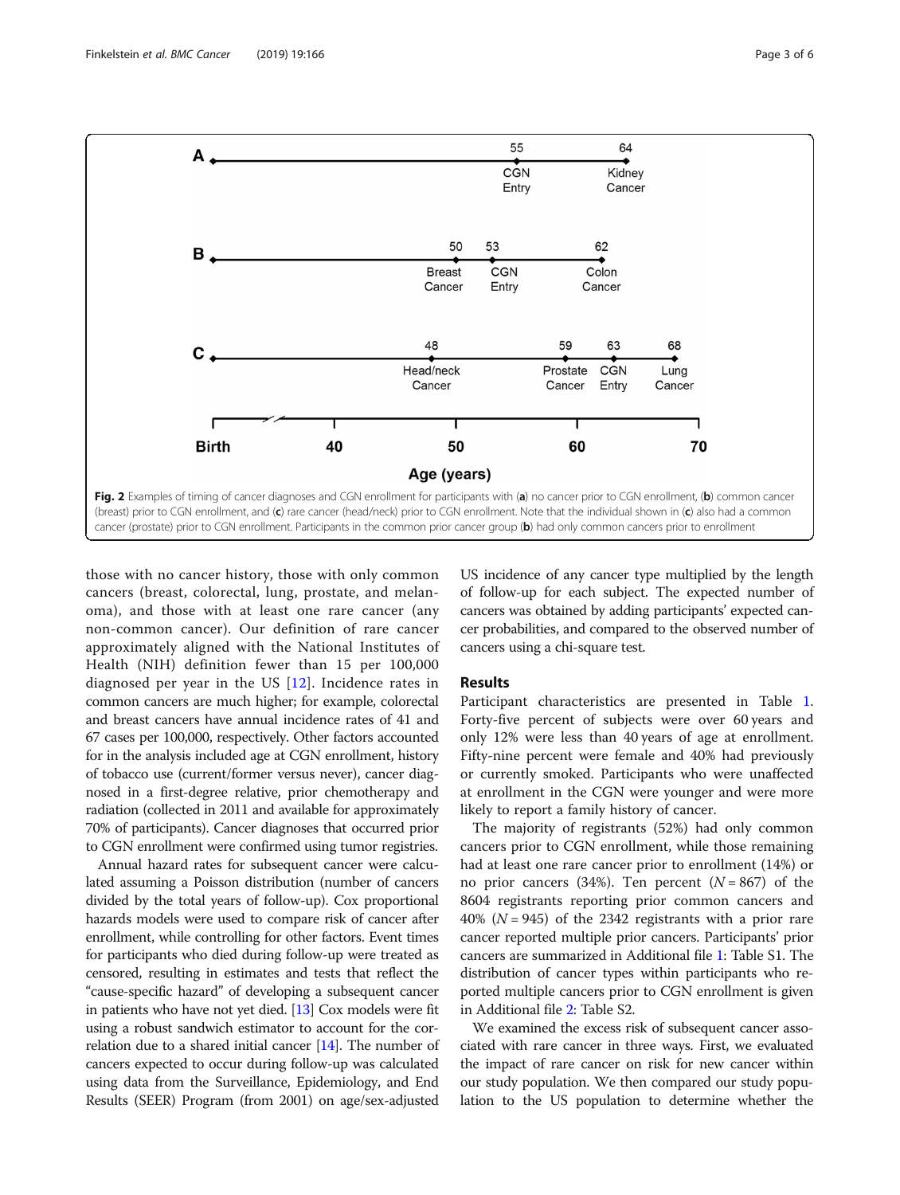Fig. 2 Examples of timing of cancer diagnoses and CGN enrollment for participants with (**a**) no cancer prior to CGN enrollment, (**b**) common cancer (breast) prior to CGN enrollment, and (**c**) rare cancer (head/neck) prior to CGN enrollment. Note that the individual shown in (**c**) also had a common cancer (prostate) prior to CGN enrollment. Participants in the common prior cancer group (**b**) had only common cancers prior to enrollment

those with no cancer history, those with only common cancers (breast, colorectal, lung, prostate, and melanoma), and those with at least one rare cancer (any non-common cancer). Our definition of rare cancer approximately aligned with the National Institutes of Health (NIH) definition fewer than 15 per 100,000 diagnosed per year in the US [12]. Incidence rates in common cancers are much higher; for example, colorectal and breast cancers have annual incidence rates of 41 and 67 cases per 100,000, respectively. Other factors accounted for in the analysis included age at CGN enrollment, history of tobacco use (current/former versus never), cancer diagnosed in a first-degree relative, prior chemotherapy and radiation (collected in 2011 and available for approximately 70% of participants). Cancer diagnoses that occurred prior to CGN enrollment were confirmed using tumor registries.

Annual hazard rates for subsequent cancer were calculated assuming a Poisson distribution (number of cancers divided by the total years of follow-up). Cox proportional hazards models were used to compare risk of cancer after enrollment, while controlling for other factors. Event times for participants who died during follow-up were treated as censored, resulting in estimates and tests that reflect the "cause-specific hazard" of developing a subsequent cancer in patients who have not yet died. [13] Cox models were fit using a robust sandwich estimator to account for the correlation due to a shared initial cancer [14]. The number of cancers expected to occur during follow-up was calculated using data from the Surveillance, Epidemiology, and End Results (SEER) Program (from 2001) on age/sex-adjusted US incidence of any cancer type multiplied by the length of follow-up for each subject. The expected number of cancers was obtained by adding participants' expected cancer probabilities, and compared to the observed number of cancers using a chi-square test.

## Results

Participant characteristics are presented in Table 1. Forty-five percent of subjects were over 60 years and only 12% were less than 40 years of age at enrollment. Fifty-nine percent were female and 40% had previously or currently smoked. Participants who were unaffected at enrollment in the CGN were younger and were more likely to report a family history of cancer.

The majority of registrants (52%) had only common cancers prior to CGN enrollment, while those remaining had at least one rare cancer prior to enrollment (14%) or no prior cancers (34%). Ten percent ($N = 867$) of the 8604 registrants reporting prior common cancers and 40% ($N = 945$) of the 2342 registrants with a prior rare cancer reported multiple prior cancers. Participants' prior cancers are summarized in Additional file 1: Table S1. The distribution of cancer types within participants who reported multiple cancers prior to CGN enrollment is given in Additional file 2: Table S2.

We examined the excess risk of subsequent cancer associated with rare cancer in three ways. First, we evaluated the impact of rare cancer on risk for new cancer within our study population. We then compared our study population to the US population to determine whether the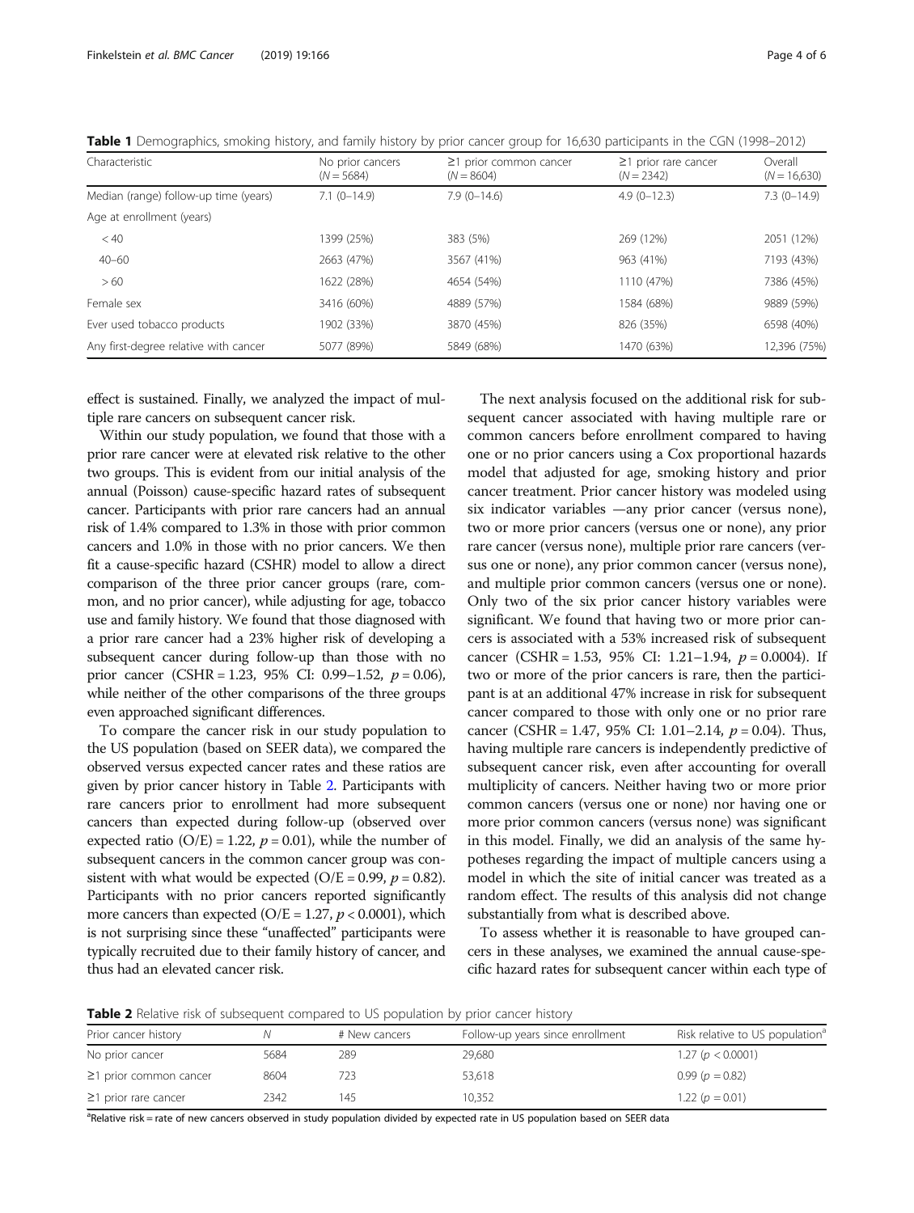**Table 1** Demographics, smoking history, and family history by prior cancer group for 16,630 participants in the CGN (1998–2012)

| Characteristic | No prior cancers ($N = 5684$) | ≥1 prior common cancer ($N = 8604$) | ≥1 prior rare cancer ($N = 2342$) | Overall ($N = 16,630$) |
|---|---|---|---|---|
| Median (range) follow-up time (years) | 7.1 (0–14.9) | 7.9 (0–14.6) | 4.9 (0–12.3) | 7.3 (0–14.9) |
| Age at enrollment (years) | | | | |
| < 40 | 1399 (25%) | 383 (5%) | 269 (12%) | 2051 (12%) |
| 40–60 | 2663 (47%) | 3567 (41%) | 963 (41%) | 7193 (43%) |
| > 60 | 1622 (28%) | 4654 (54%) | 1110 (47%) | 7386 (45%) |
| Female sex | 3416 (60%) | 4889 (57%) | 1584 (68%) | 9889 (59%) |
| Ever used tobacco products | 1902 (33%) | 3870 (45%) | 826 (35%) | 6598 (40%) |
| Any first-degree relative with cancer | 5077 (89%) | 5849 (68%) | 1470 (63%) | 12,396 (75%) |

effect is sustained. Finally, we analyzed the impact of multiple rare cancers on subsequent cancer risk.

Within our study population, we found that those with a prior rare cancer were at elevated risk relative to the other two groups. This is evident from our initial analysis of the annual (Poisson) cause-specific hazard rates of subsequent cancer. Participants with prior rare cancers had an annual risk of 1.4% compared to 1.3% in those with prior common cancers and 1.0% in those with no prior cancers. We then fit a cause-specific hazard (CSHR) model to allow a direct comparison of the three prior cancer groups (rare, common, and no prior cancer), while adjusting for age, tobacco use and family history. We found that those diagnosed with a prior rare cancer had a 23% higher risk of developing a subsequent cancer during follow-up than those with no prior cancer (CSHR = 1.23, 95% CI: 0.99–1.52, $p = 0.06$), while neither of the other comparisons of the three groups even approached significant differences.

To compare the cancer risk in our study population to the US population (based on SEER data), we compared the observed versus expected cancer rates and these ratios are given by prior cancer history in Table 2. Participants with rare cancers prior to enrollment had more subsequent cancers than expected during follow-up (observed over expected ratio (O/E) = 1.22, $p = 0.01$), while the number of subsequent cancers in the common cancer group was consistent with what would be expected (O/E = 0.99, $p = 0.82$). Participants with no prior cancers reported significantly more cancers than expected (O/E = 1.27, $p < 0.0001$), which is not surprising since these "unaffected" participants were typically recruited due to their family history of cancer, and thus had an elevated cancer risk.

The next analysis focused on the additional risk for subsequent cancer associated with having multiple rare or common cancers before enrollment compared to having one or no prior cancers using a Cox proportional hazards model that adjusted for age, smoking history and prior cancer treatment. Prior cancer history was modeled using six indicator variables —any prior cancer (versus none), two or more prior cancers (versus one or none), any prior rare cancer (versus none), multiple prior rare cancers (versus one or none), any prior common cancer (versus none), and multiple prior common cancers (versus one or none). Only two of the six prior cancer history variables were significant. We found that having two or more prior cancers is associated with a 53% increased risk of subsequent cancer (CSHR = 1.53, 95% CI: 1.21–1.94, $p = 0.0004$). If two or more of the prior cancers is rare, then the participant is at an additional 47% increase in risk for subsequent cancer compared to those with only one or no prior rare cancer (CSHR = 1.47, 95% CI: 1.01–2.14, $p = 0.04$). Thus, having multiple rare cancers is independently predictive of subsequent cancer risk, even after accounting for overall multiplicity of cancers. Neither having two or more prior common cancers (versus one or none) nor having one or more prior common cancers (versus none) was significant in this model. Finally, we did an analysis of the same hypotheses regarding the impact of multiple cancers using a model in which the site of initial cancer was treated as a random effect. The results of this analysis did not change substantially from what is described above.

To assess whether it is reasonable to have grouped cancers in these analyses, we examined the annual cause-specific hazard rates for subsequent cancer within each type of

**Table 2** Relative risk of subsequent compared to US population by prior cancer history

| Prior cancer history | $N$ | # New cancers | Follow-up years since enrollment | Risk relative to US population[a] |
|---|---|---|---|---|
| No prior cancer | 5684 | 289 | 29,680 | 1.27 ($p < 0.0001$) |
| ≥1 prior common cancer | 8604 | 723 | 53,618 | 0.99 ($p = 0.82$) |
| ≥1 prior rare cancer | 2342 | 145 | 10,352 | 1.22 ($p = 0.01$) |

[a]Relative risk = rate of new cancers observed in study population divided by expected rate in US population based on SEER data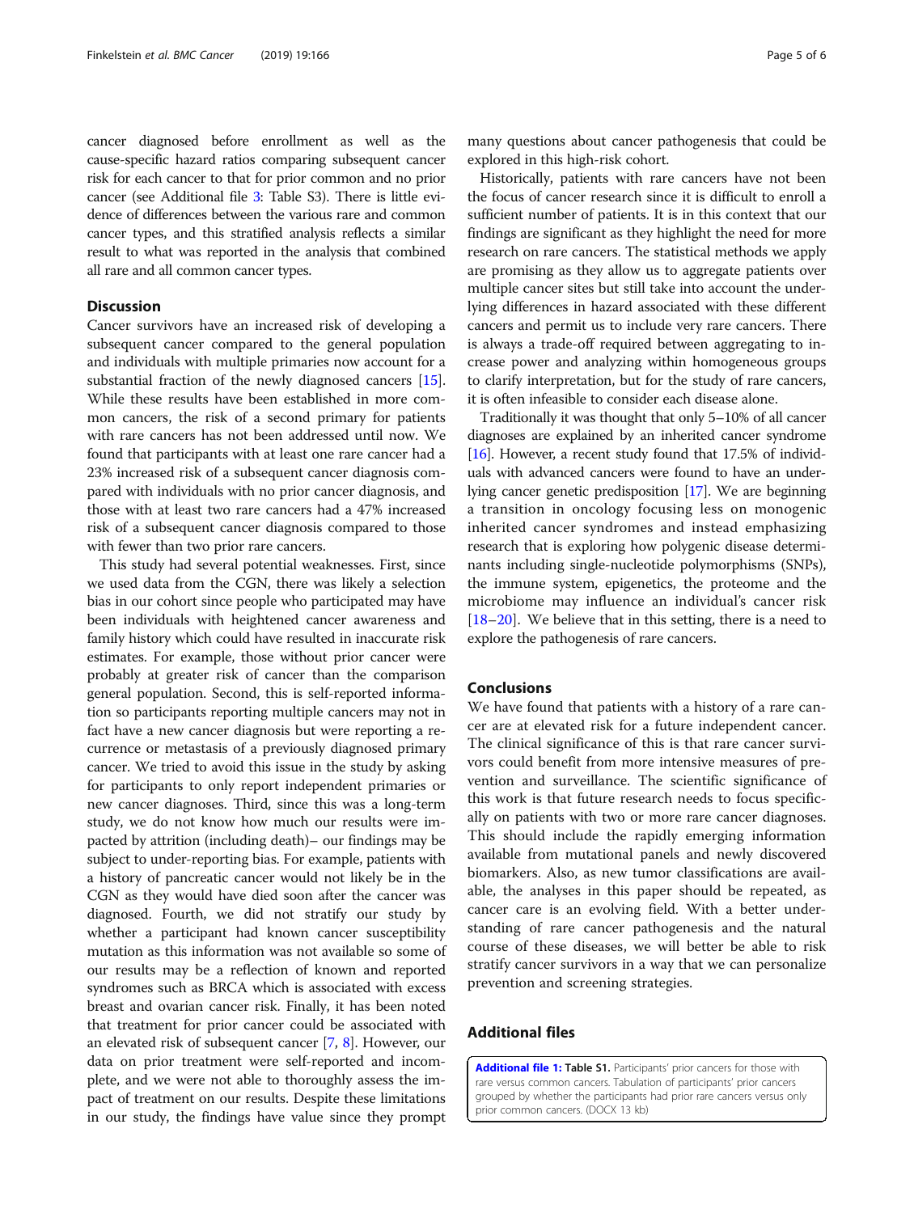cancer diagnosed before enrollment as well as the cause-specific hazard ratios comparing subsequent cancer risk for each cancer to that for prior common and no prior cancer (see Additional file 3: Table S3). There is little evidence of differences between the various rare and common cancer types, and this stratified analysis reflects a similar result to what was reported in the analysis that combined all rare and all common cancer types.

## Discussion

Cancer survivors have an increased risk of developing a subsequent cancer compared to the general population and individuals with multiple primaries now account for a substantial fraction of the newly diagnosed cancers [15]. While these results have been established in more common cancers, the risk of a second primary for patients with rare cancers has not been addressed until now. We found that participants with at least one rare cancer had a 23% increased risk of a subsequent cancer diagnosis compared with individuals with no prior cancer diagnosis, and those with at least two rare cancers had a 47% increased risk of a subsequent cancer diagnosis compared to those with fewer than two prior rare cancers.

This study had several potential weaknesses. First, since we used data from the CGN, there was likely a selection bias in our cohort since people who participated may have been individuals with heightened cancer awareness and family history which could have resulted in inaccurate risk estimates. For example, those without prior cancer were probably at greater risk of cancer than the comparison general population. Second, this is self-reported information so participants reporting multiple cancers may not in fact have a new cancer diagnosis but were reporting a recurrence or metastasis of a previously diagnosed primary cancer. We tried to avoid this issue in the study by asking for participants to only report independent primaries or new cancer diagnoses. Third, since this was a long-term study, we do not know how much our results were impacted by attrition (including death)– our findings may be subject to under-reporting bias. For example, patients with a history of pancreatic cancer would not likely be in the CGN as they would have died soon after the cancer was diagnosed. Fourth, we did not stratify our study by whether a participant had known cancer susceptibility mutation as this information was not available so some of our results may be a reflection of known and reported syndromes such as BRCA which is associated with excess breast and ovarian cancer risk. Finally, it has been noted that treatment for prior cancer could be associated with an elevated risk of subsequent cancer [7, 8]. However, our data on prior treatment were self-reported and incomplete, and we were not able to thoroughly assess the impact of treatment on our results. Despite these limitations in our study, the findings have value since they prompt many questions about cancer pathogenesis that could be explored in this high-risk cohort.

Historically, patients with rare cancers have not been the focus of cancer research since it is difficult to enroll a sufficient number of patients. It is in this context that our findings are significant as they highlight the need for more research on rare cancers. The statistical methods we apply are promising as they allow us to aggregate patients over multiple cancer sites but still take into account the underlying differences in hazard associated with these different cancers and permit us to include very rare cancers. There is always a trade-off required between aggregating to increase power and analyzing within homogeneous groups to clarify interpretation, but for the study of rare cancers, it is often infeasible to consider each disease alone.

Traditionally it was thought that only 5–10% of all cancer diagnoses are explained by an inherited cancer syndrome [16]. However, a recent study found that 17.5% of individuals with advanced cancers were found to have an underlying cancer genetic predisposition [17]. We are beginning a transition in oncology focusing less on monogenic inherited cancer syndromes and instead emphasizing research that is exploring how polygenic disease determinants including single-nucleotide polymorphisms (SNPs), the immune system, epigenetics, the proteome and the microbiome may influence an individual's cancer risk [18–20]. We believe that in this setting, there is a need to explore the pathogenesis of rare cancers.

## Conclusions

We have found that patients with a history of a rare cancer are at elevated risk for a future independent cancer. The clinical significance of this is that rare cancer survivors could benefit from more intensive measures of prevention and surveillance. The scientific significance of this work is that future research needs to focus specifically on patients with two or more rare cancer diagnoses. This should include the rapidly emerging information available from mutational panels and newly discovered biomarkers. Also, as new tumor classifications are available, the analyses in this paper should be repeated, as cancer care is an evolving field. With a better understanding of rare cancer pathogenesis and the natural course of these diseases, we will better be able to risk stratify cancer survivors in a way that we can personalize prevention and screening strategies.

## Additional files

**Additional file 1: Table S1.** Participants' prior cancers for those with rare versus common cancers. Tabulation of participants' prior cancers grouped by whether the participants had prior rare cancers versus only prior common cancers. (DOCX 13 kb)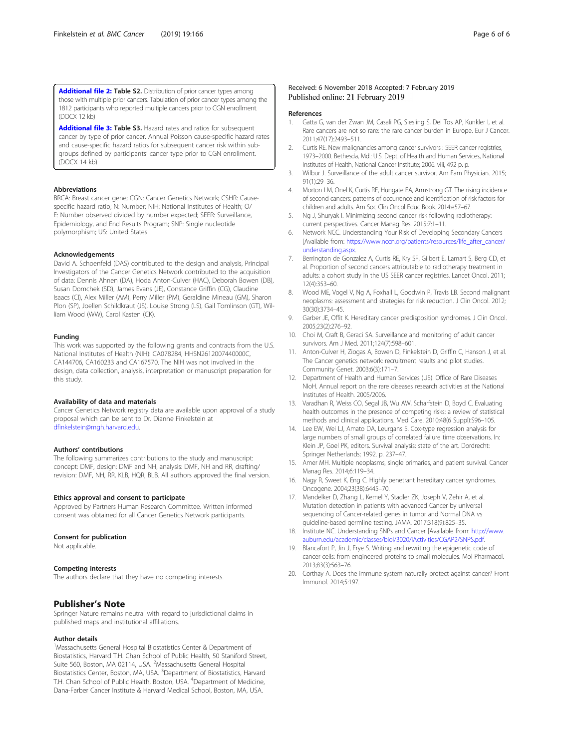**Additional file 2:** **Table S2.** Distribution of prior cancer types among those with multiple prior cancers. Tabulation of prior cancer types among the 1812 participants who reported multiple cancers prior to CGN enrollment. (DOCX 12 kb)

**Additional file 3:** **Table S3.** Hazard rates and ratios for subsequent cancer by type of prior cancer. Annual Poisson cause-specific hazard rates and cause-specific hazard ratios for subsequent cancer risk within subgroups defined by participants' cancer type prior to CGN enrollment. (DOCX 14 kb)

### Abbreviations

BRCA: Breast cancer gene; CGN: Cancer Genetics Network; CSHR: Cause-specific hazard ratio; N: Number; NIH: National Institutes of Health; O/E: Number observed divided by number expected; SEER: Surveillance, Epidemiology, and End Results Program; SNP: Single nucleotide polymorphism; US: United States

### Acknowledgements

David A. Schoenfeld (DAS) contributed to the design and analysis, Principal Investigators of the Cancer Genetics Network contributed to the acquisition of data: Dennis Ahnen (DA), Hoda Anton-Culver (HAC), Deborah Bowen (DB), Susan Domchek (SD), James Evans (JE), Constance Griffin (CG), Claudine Isaacs (CI), Alex Miller (AM), Perry Miller (PM), Geraldine Mineau (GM), Sharon Plon (SP), Joellen Schildkraut (JS), Louise Strong (LS), Gail Tomlinson (GT), William Wood (WW), Carol Kasten (CK).

### Funding

This work was supported by the following grants and contracts from the U.S. National Institutes of Health (NIH): CA078284, HHSN2612007440000C, CA144706, CA160233 and CA167570. The NIH was not involved in the design, data collection, analysis, interpretation or manuscript preparation for this study.

### Availability of data and materials

Cancer Genetics Network registry data are available upon approval of a study proposal which can be sent to Dr. Dianne Finkelstein at dfinkelstein@mgh.harvard.edu.

### Authors' contributions

The following summarizes contributions to the study and manuscript: concept: DMF, design: DMF and NH, analysis: DMF, NH and RR, drafting/revision: DMF, NH, RR, KLB, HQR, BLB. All authors approved the final version.

### Ethics approval and consent to participate

Approved by Partners Human Research Committee. Written informed consent was obtained for all Cancer Genetics Network participants.

### Consent for publication

Not applicable.

### Competing interests

The authors declare that they have no competing interests.

## Publisher's Note

Springer Nature remains neutral with regard to jurisdictional claims in published maps and institutional affiliations.

### Author details

[1]Massachusetts General Hospital Biostatistics Center & Department of Biostatistics, Harvard T.H. Chan School of Public Health, 50 Staniford Street, Suite 560, Boston, MA 02114, USA. [2]Massachusetts General Hospital Biostatistics Center, Boston, MA, USA. [3]Department of Biostatistics, Harvard T.H. Chan School of Public Health, Boston, USA. [4]Department of Medicine, Dana-Farber Cancer Institute & Harvard Medical School, Boston, MA, USA.

Received: 6 November 2018 Accepted: 7 February 2019
Published online: 21 February 2019

### References

1. Gatta G, van der Zwan JM, Casali PG, Siesling S, Dei Tos AP, Kunkler I, et al. Rare cancers are not so rare: the rare cancer burden in Europe. Eur J Cancer. 2011;47(17):2493–511.
2. Curtis RE. New malignancies among cancer survivors : SEER cancer registries, 1973–2000. Bethesda, Md.: U.S. Dept. of Health and Human Services, National Institutes of Health, National Cancer Institute; 2006. viii, 492 p. p.
3. Wilbur J. Surveillance of the adult cancer survivor. Am Fam Physician. 2015; 91(1):29–36.
4. Morton LM, Onel K, Curtis RE, Hungate EA, Armstrong GT. The rising incidence of second cancers: patterns of occurrence and identification of risk factors for children and adults. Am Soc Clin Oncol Educ Book. 2014:e57–67.
5. Ng J, Shuryak I. Minimizing second cancer risk following radiotherapy: current perspectives. Cancer Manag Res. 2015;7:1–11.
6. Network NCC. Understanding Your Risk of Developing Secondary Cancers [Available from: https://www.nccn.org/patients/resources/life_after_cancer/understanding.aspx.
7. Berrington de Gonzalez A, Curtis RE, Kry SF, Gilbert E, Lamart S, Berg CD, et al. Proportion of second cancers attributable to radiotherapy treatment in adults: a cohort study in the US SEER cancer registries. Lancet Oncol. 2011; 12(4):353–60.
8. Wood ME, Vogel V, Ng A, Foxhall L, Goodwin P, Travis LB. Second malignant neoplasms: assessment and strategies for risk reduction. J Clin Oncol. 2012; 30(30):3734–45.
9. Garber JE, Offit K. Hereditary cancer predisposition syndromes. J Clin Oncol. 2005;23(2):276–92.
10. Choi M, Craft B, Geraci SA. Surveillance and monitoring of adult cancer survivors. Am J Med. 2011;124(7):598–601.
11. Anton-Culver H, Ziogas A, Bowen D, Finkelstein D, Griffin C, Hanson J, et al. The Cancer genetics network: recruitment results and pilot studies. Community Genet. 2003;6(3):171–7.
12. Department of Health and Human Services (US). Office of Rare Diseases NIoH. Annual report on the rare diseases research activities at the National Institutes of Health. 2005/2006.
13. Varadhan R, Weiss CO, Segal JB, Wu AW, Scharfstein D, Boyd C. Evaluating health outcomes in the presence of competing risks: a review of statistical methods and clinical applications. Med Care. 2010;48(6 Suppl):S96–105.
14. Lee EW, Wei LJ, Amato DA, Leurgans S. Cox-type regression analysis for large numbers of small groups of correlated failure time observations. In: Klein JP, Goel PK, editors. Survival analysis: state of the art. Dordrecht: Springer Netherlands; 1992. p. 237–47.
15. Amer MH. Multiple neoplasms, single primaries, and patient survival. Cancer Manag Res. 2014;6:119–34.
16. Nagy R, Sweet K, Eng C. Highly penetrant hereditary cancer syndromes. Oncogene. 2004;23(38):6445–70.
17. Mandelker D, Zhang L, Kemel Y, Stadler ZK, Joseph V, Zehir A, et al. Mutation detection in patients with advanced Cancer by universal sequencing of Cancer-related genes in tumor and Normal DNA vs guideline-based germline testing. JAMA. 2017;318(9):825–35.
18. Institute NC. Understanding SNPs and Cancer [Available from: http://www.auburn.edu/academic/classes/biol/3020/iActivities/CGAP2/SNPS.pdf.
19. Blancafort P, Jin J, Frye S. Writing and rewriting the epigenetic code of cancer cells: from engineered proteins to small molecules. Mol Pharmacol. 2013;83(3):563–76.
20. Corthay A. Does the immune system naturally protect against cancer? Front Immunol. 2014;5:197.